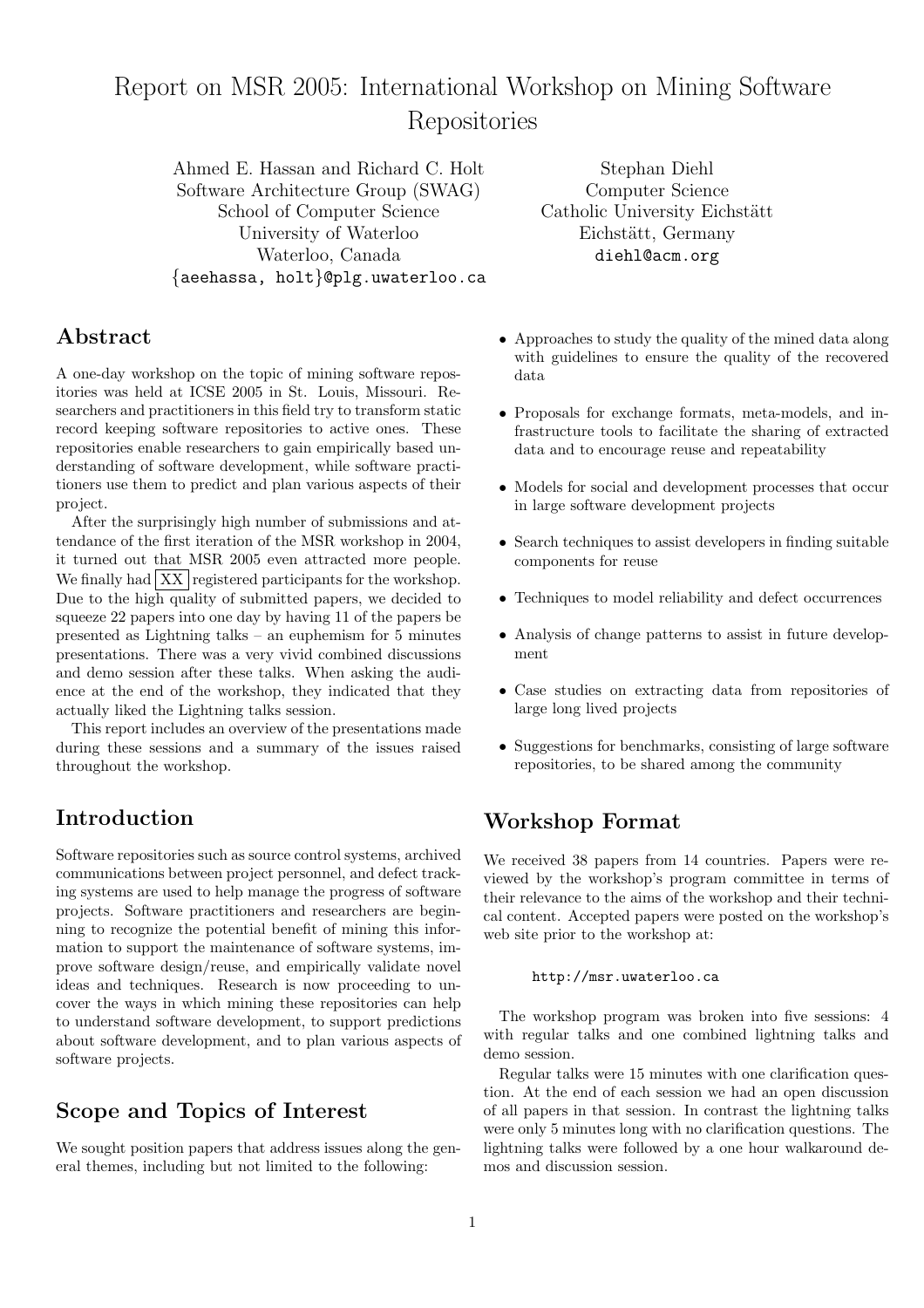# Report on MSR 2005: International Workshop on Mining Software Repositories

Ahmed E. Hassan and Richard C. Holt
Software Architecture Group (SWAG)
School of Computer Science
University of Waterloo
Waterloo, Canada
{aeehassa, holt}@plg.uwaterloo.ca

Stephan Diehl
Computer Science
Catholic University Eichstätt
Eichstätt, Germany
diehl@acm.org

## Abstract

A one-day workshop on the topic of mining software repositories was held at ICSE 2005 in St. Louis, Missouri. Researchers and practitioners in this field try to transform static record keeping software repositories to active ones. These repositories enable researchers to gain empirically based understanding of software development, while software practitioners use them to predict and plan various aspects of their project.

After the surprisingly high number of submissions and attendance of the first iteration of the MSR workshop in 2004, it turned out that MSR 2005 even attracted more people. We finally had XX registered participants for the workshop. Due to the high quality of submitted papers, we decided to squeeze 22 papers into one day by having 11 of the papers be presented as Lightning talks – an euphemism for 5 minutes presentations. There was a very vivid combined discussions and demo session after these talks. When asking the audience at the end of the workshop, they indicated that they actually liked the Lightning talks session.

This report includes an overview of the presentations made during these sessions and a summary of the issues raised throughout the workshop.

## Introduction

Software repositories such as source control systems, archived communications between project personnel, and defect tracking systems are used to help manage the progress of software projects. Software practitioners and researchers are beginning to recognize the potential benefit of mining this information to support the maintenance of software systems, improve software design/reuse, and empirically validate novel ideas and techniques. Research is now proceeding to uncover the ways in which mining these repositories can help to understand software development, to support predictions about software development, and to plan various aspects of software projects.

## Scope and Topics of Interest

We sought position papers that address issues along the general themes, including but not limited to the following:

- Approaches to study the quality of the mined data along with guidelines to ensure the quality of the recovered data
- Proposals for exchange formats, meta-models, and infrastructure tools to facilitate the sharing of extracted data and to encourage reuse and repeatability
- Models for social and development processes that occur in large software development projects
- Search techniques to assist developers in finding suitable components for reuse
- Techniques to model reliability and defect occurrences
- Analysis of change patterns to assist in future development
- Case studies on extracting data from repositories of large long lived projects
- Suggestions for benchmarks, consisting of large software repositories, to be shared among the community

## Workshop Format

We received 38 papers from 14 countries. Papers were reviewed by the workshop's program committee in terms of their relevance to the aims of the workshop and their technical content. Accepted papers were posted on the workshop's web site prior to the workshop at:

```
http://msr.uwaterloo.ca
```

The workshop program was broken into five sessions: 4 with regular talks and one combined lightning talks and demo session.

Regular talks were 15 minutes with one clarification question. At the end of each session we had an open discussion of all papers in that session. In contrast the lightning talks were only 5 minutes long with no clarification questions. The lightning talks were followed by a one hour walkaround demos and discussion session.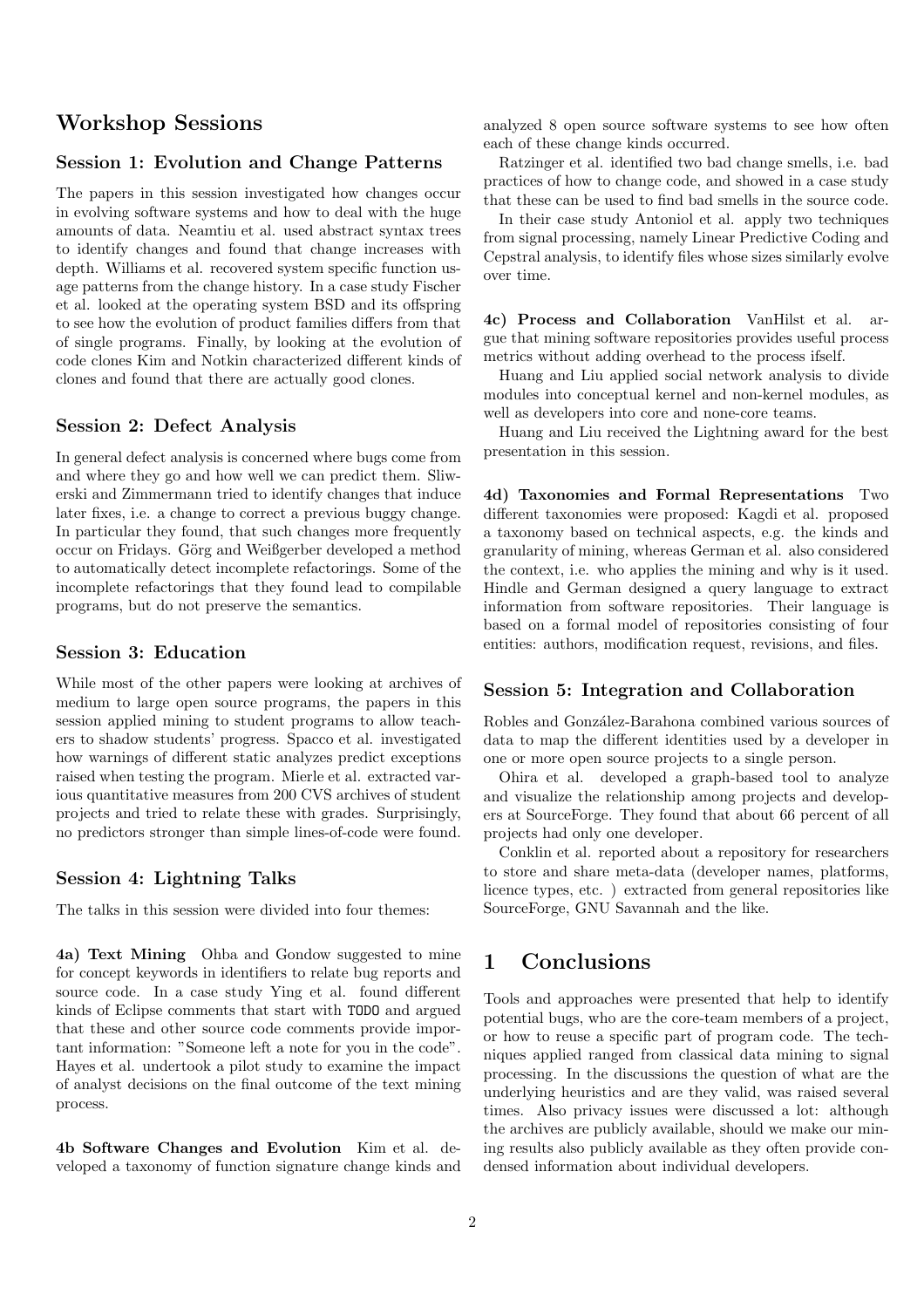## Workshop Sessions

### Session 1: Evolution and Change Patterns

The papers in this session investigated how changes occur in evolving software systems and how to deal with the huge amounts of data. Neamtiu et al. used abstract syntax trees to identify changes and found that change increases with depth. Williams et al. recovered system specific function usage patterns from the change history. In a case study Fischer et al. looked at the operating system BSD and its offspring to see how the evolution of product families differs from that of single programs. Finally, by looking at the evolution of code clones Kim and Notkin characterized different kinds of clones and found that there are actually good clones.

### Session 2: Defect Analysis

In general defect analysis is concerned where bugs come from and where they go and how well we can predict them. Sliwerski and Zimmermann tried to identify changes that induce later fixes, i.e. a change to correct a previous buggy change. In particular they found, that such changes more frequently occur on Fridays. Görg and Weißgerber developed a method to automatically detect incomplete refactorings. Some of the incomplete refactorings that they found lead to compilable programs, but do not preserve the semantics.

### Session 3: Education

While most of the other papers were looking at archives of medium to large open source programs, the papers in this session applied mining to student programs to allow teachers to shadow students' progress. Spacco et al. investigated how warnings of different static analyzes predict exceptions raised when testing the program. Mierle et al. extracted various quantitative measures from 200 CVS archives of student projects and tried to relate these with grades. Surprisingly, no predictors stronger than simple lines-of-code were found.

### Session 4: Lightning Talks

The talks in this session were divided into four themes:

**4a) Text Mining** Ohba and Gondow suggested to mine for concept keywords in identifiers to relate bug reports and source code. In a case study Ying et al. found different kinds of Eclipse comments that start with `TODO` and argued that these and other source code comments provide important information: "Someone left a note for you in the code". Hayes et al. undertook a pilot study to examine the impact of analyst decisions on the final outcome of the text mining process.

**4b Software Changes and Evolution** Kim et al. developed a taxonomy of function signature change kinds and analyzed 8 open source software systems to see how often each of these change kinds occurred.

Ratzinger et al. identified two bad change smells, i.e. bad practices of how to change code, and showed in a case study that these can be used to find bad smells in the source code.

In their case study Antoniol et al. apply two techniques from signal processing, namely Linear Predictive Coding and Cepstral analysis, to identify files whose sizes similarly evolve over time.

**4c) Process and Collaboration** VanHilst et al. argue that mining software repositories provides useful process metrics without adding overhead to the process itself.

Huang and Liu applied social network analysis to divide modules into conceptual kernel and non-kernel modules, as well as developers into core and none-core teams.

Huang and Liu received the Lightning award for the best presentation in this session.

**4d) Taxonomies and Formal Representations** Two different taxonomies were proposed: Kagdi et al. proposed a taxonomy based on technical aspects, e.g. the kinds and granularity of mining, whereas German et al. also considered the context, i.e. who applies the mining and why is it used. Hindle and German designed a query language to extract information from software repositories. Their language is based on a formal model of repositories consisting of four entities: authors, modification request, revisions, and files.

### Session 5: Integration and Collaboration

Robles and González-Barahona combined various sources of data to map the different identities used by a developer in one or more open source projects to a single person.

Ohira et al. developed a graph-based tool to analyze and visualize the relationship among projects and developers at SourceForge. They found that about 66 percent of all projects had only one developer.

Conklin et al. reported about a repository for researchers to store and share meta-data (developer names, platforms, licence types, etc. ) extracted from general repositories like SourceForge, GNU Savannah and the like.

## 1 Conclusions

Tools and approaches were presented that help to identify potential bugs, who are the core-team members of a project, or how to reuse a specific part of program code. The techniques applied ranged from classical data mining to signal processing. In the discussions the question of what are the underlying heuristics and are they valid, was raised several times. Also privacy issues were discussed a lot: although the archives are publicly available, should we make our mining results also publicly available as they often provide condensed information about individual developers.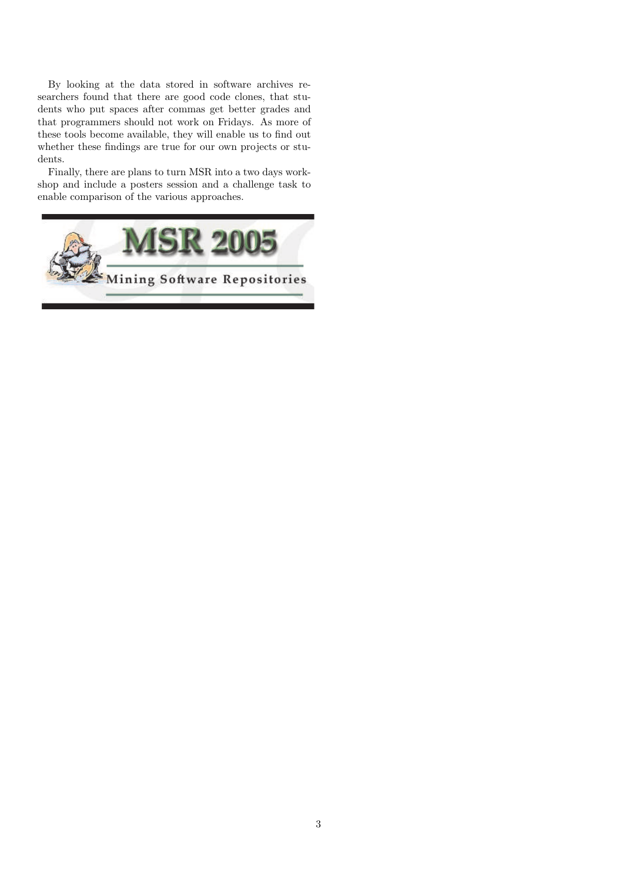By looking at the data stored in software archives researchers found that there are good code clones, that students who put spaces after commas get better grades and that programmers should not work on Fridays. As more of these tools become available, they will enable us to find out whether these findings are true for our own projects or students.

Finally, there are plans to turn MSR into a two days workshop and include a posters session and a challenge task to enable comparison of the various approaches.